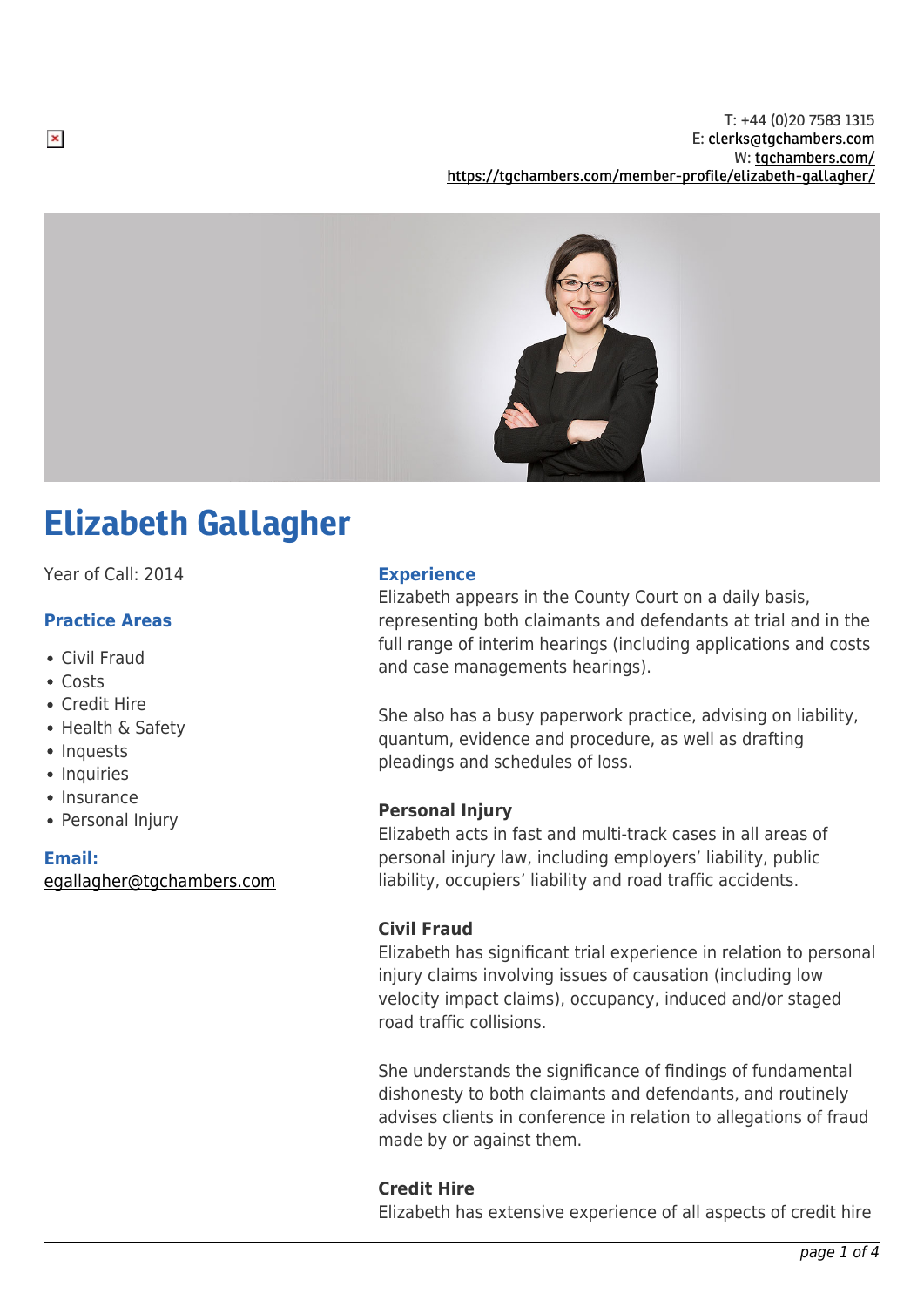T: +44 (0)20 7583 1315
E: clerks@tgchambers.com
W: tgchambers.com/
https://tgchambers.com/member-profile/elizabeth-gallagher/

# Elizabeth Gallagher

Year of Call: 2014

## Practice Areas

- Civil Fraud
- Costs
- Credit Hire
- Health & Safety
- Inquests
- Inquiries
- Insurance
- Personal Injury

**Email:**
egallagher@tgchambers.com

## Experience

Elizabeth appears in the County Court on a daily basis, representing both claimants and defendants at trial and in the full range of interim hearings (including applications and costs and case managements hearings).

She also has a busy paperwork practice, advising on liability, quantum, evidence and procedure, as well as drafting pleadings and schedules of loss.

### Personal Injury

Elizabeth acts in fast and multi-track cases in all areas of personal injury law, including employers' liability, public liability, occupiers' liability and road traffic accidents.

### Civil Fraud

Elizabeth has significant trial experience in relation to personal injury claims involving issues of causation (including low velocity impact claims), occupancy, induced and/or staged road traffic collisions.

She understands the significance of findings of fundamental dishonesty to both claimants and defendants, and routinely advises clients in conference in relation to allegations of fraud made by or against them.

### Credit Hire

Elizabeth has extensive experience of all aspects of credit hire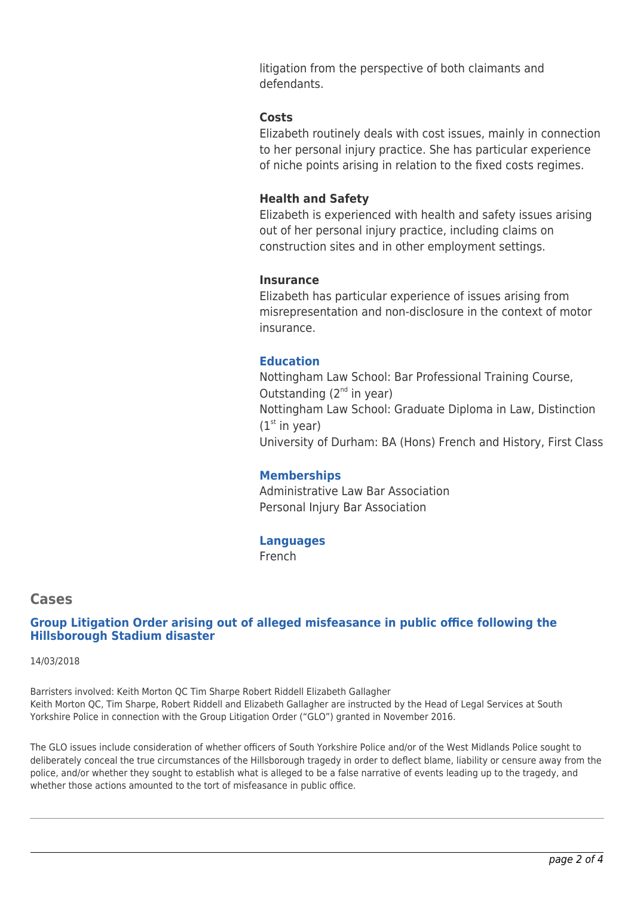litigation from the perspective of both claimants and defendants.

**Costs**
Elizabeth routinely deals with cost issues, mainly in connection to her personal injury practice. She has particular experience of niche points arising in relation to the fixed costs regimes.

**Health and Safety**
Elizabeth is experienced with health and safety issues arising out of her personal injury practice, including claims on construction sites and in other employment settings.

**Insurance**
Elizabeth has particular experience of issues arising from misrepresentation and non-disclosure in the context of motor insurance.

### Education

Nottingham Law School: Bar Professional Training Course, Outstanding (2nd in year)
Nottingham Law School: Graduate Diploma in Law, Distinction (1st in year)
University of Durham: BA (Hons) French and History, First Class

### Memberships

Administrative Law Bar Association
Personal Injury Bar Association

### Languages

French

## Cases

### Group Litigation Order arising out of alleged misfeasance in public office following the Hillsborough Stadium disaster

14/03/2018

Barristers involved: Keith Morton QC Tim Sharpe Robert Riddell Elizabeth Gallagher
Keith Morton QC, Tim Sharpe, Robert Riddell and Elizabeth Gallagher are instructed by the Head of Legal Services at South Yorkshire Police in connection with the Group Litigation Order ("GLO") granted in November 2016.

The GLO issues include consideration of whether officers of South Yorkshire Police and/or of the West Midlands Police sought to deliberately conceal the true circumstances of the Hillsborough tragedy in order to deflect blame, liability or censure away from the police, and/or whether they sought to establish what is alleged to be a false narrative of events leading up to the tragedy, and whether those actions amounted to the tort of misfeasance in public office.

---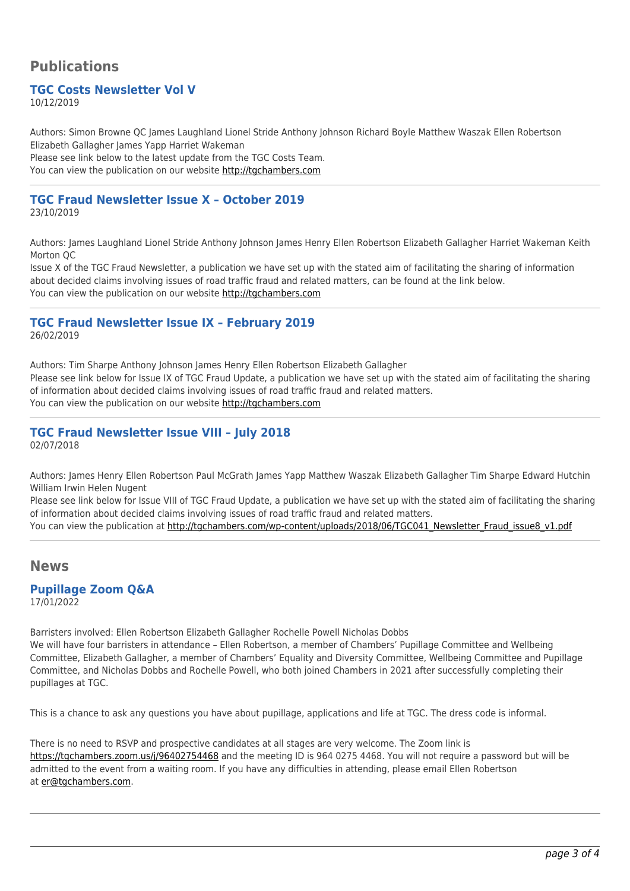## Publications

### TGC Costs Newsletter Vol V

10/12/2019

Authors: Simon Browne QC James Laughland Lionel Stride Anthony Johnson Richard Boyle Matthew Waszak Ellen Robertson Elizabeth Gallagher James Yapp Harriet Wakeman
Please see link below to the latest update from the TGC Costs Team.
You can view the publication on our website http://tgchambers.com

---

### TGC Fraud Newsletter Issue X – October 2019

23/10/2019

Authors: James Laughland Lionel Stride Anthony Johnson James Henry Ellen Robertson Elizabeth Gallagher Harriet Wakeman Keith Morton QC
Issue X of the TGC Fraud Newsletter, a publication we have set up with the stated aim of facilitating the sharing of information about decided claims involving issues of road traffic fraud and related matters, can be found at the link below.
You can view the publication on our website http://tgchambers.com

---

### TGC Fraud Newsletter Issue IX – February 2019

26/02/2019

Authors: Tim Sharpe Anthony Johnson James Henry Ellen Robertson Elizabeth Gallagher
Please see link below for Issue IX of TGC Fraud Update, a publication we have set up with the stated aim of facilitating the sharing of information about decided claims involving issues of road traffic fraud and related matters.
You can view the publication on our website http://tgchambers.com

---

### TGC Fraud Newsletter Issue VIII – July 2018

02/07/2018

Authors: James Henry Ellen Robertson Paul McGrath James Yapp Matthew Waszak Elizabeth Gallagher Tim Sharpe Edward Hutchin William Irwin Helen Nugent
Please see link below for Issue VIII of TGC Fraud Update, a publication we have set up with the stated aim of facilitating the sharing of information about decided claims involving issues of road traffic fraud and related matters.
You can view the publication at http://tgchambers.com/wp-content/uploads/2018/06/TGC041_Newsletter_Fraud_issue8_v1.pdf

---

## News

### Pupillage Zoom Q&A

17/01/2022

Barristers involved: Ellen Robertson Elizabeth Gallagher Rochelle Powell Nicholas Dobbs
We will have four barristers in attendance – Ellen Robertson, a member of Chambers' Pupillage Committee and Wellbeing Committee, Elizabeth Gallagher, a member of Chambers' Equality and Diversity Committee, Wellbeing Committee and Pupillage Committee, and Nicholas Dobbs and Rochelle Powell, who both joined Chambers in 2021 after successfully completing their pupillages at TGC.

This is a chance to ask any questions you have about pupillage, applications and life at TGC. The dress code is informal.

There is no need to RSVP and prospective candidates at all stages are very welcome. The Zoom link is https://tgchambers.zoom.us/j/96402754468 and the meeting ID is 964 0275 4468. You will not require a password but will be admitted to the event from a waiting room. If you have any difficulties in attending, please email Ellen Robertson at er@tgchambers.com.

---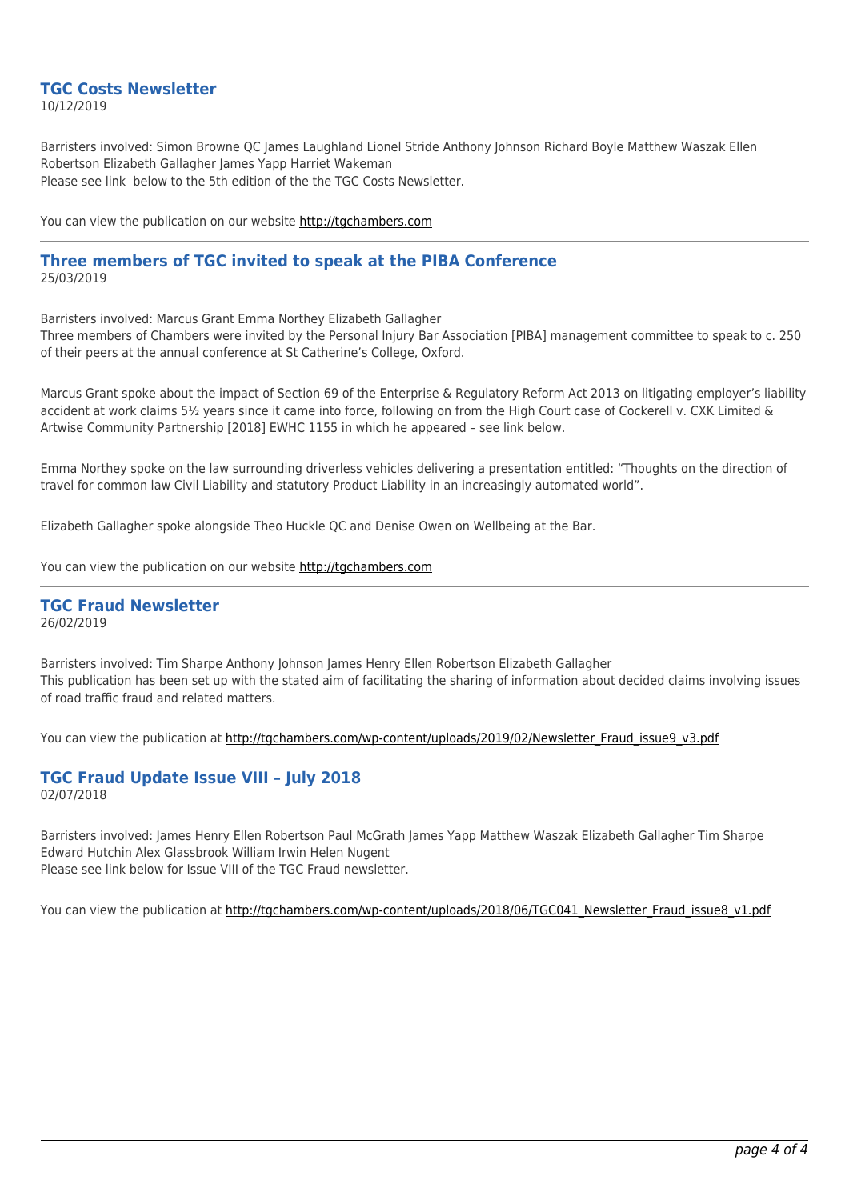## TGC Costs Newsletter

10/12/2019

Barristers involved: Simon Browne QC James Laughland Lionel Stride Anthony Johnson Richard Boyle Matthew Waszak Ellen Robertson Elizabeth Gallagher James Yapp Harriet Wakeman
Please see link below to the 5th edition of the the TGC Costs Newsletter.

You can view the publication on our website http://tgchambers.com

---

## Three members of TGC invited to speak at the PIBA Conference

25/03/2019

Barristers involved: Marcus Grant Emma Northey Elizabeth Gallagher
Three members of Chambers were invited by the Personal Injury Bar Association [PIBA] management committee to speak to c. 250 of their peers at the annual conference at St Catherine's College, Oxford.

Marcus Grant spoke about the impact of Section 69 of the Enterprise & Regulatory Reform Act 2013 on litigating employer's liability accident at work claims 5½ years since it came into force, following on from the High Court case of Cockerell v. CXK Limited & Artwise Community Partnership [2018] EWHC 1155 in which he appeared – see link below.

Emma Northey spoke on the law surrounding driverless vehicles delivering a presentation entitled: "Thoughts on the direction of travel for common law Civil Liability and statutory Product Liability in an increasingly automated world".

Elizabeth Gallagher spoke alongside Theo Huckle QC and Denise Owen on Wellbeing at the Bar.

You can view the publication on our website http://tgchambers.com

---

## TGC Fraud Newsletter

26/02/2019

Barristers involved: Tim Sharpe Anthony Johnson James Henry Ellen Robertson Elizabeth Gallagher
This publication has been set up with the stated aim of facilitating the sharing of information about decided claims involving issues of road traffic fraud and related matters.

You can view the publication at http://tgchambers.com/wp-content/uploads/2019/02/Newsletter_Fraud_issue9_v3.pdf

---

## TGC Fraud Update Issue VIII – July 2018

02/07/2018

Barristers involved: James Henry Ellen Robertson Paul McGrath James Yapp Matthew Waszak Elizabeth Gallagher Tim Sharpe Edward Hutchin Alex Glassbrook William Irwin Helen Nugent
Please see link below for Issue VIII of the TGC Fraud newsletter.

You can view the publication at http://tgchambers.com/wp-content/uploads/2018/06/TGC041_Newsletter_Fraud_issue8_v1.pdf